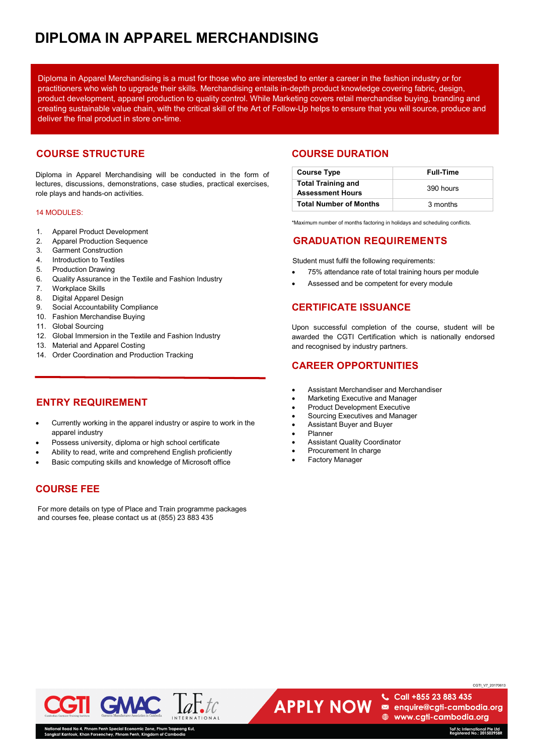# DIPLOMA IN APPAREL MERCHANDISING

Diploma in Apparel Merchandising is a must for those who are interested to enter a career in the fashion industry or for practitioners who wish to upgrade their skills. Merchandising entails in-depth product knowledge covering fabric, design, product development, apparel production to quality control. While Marketing covers retail merchandise buying, branding and creating sustainable value chain, with the critical skill of the Art of Follow-Up helps to ensure that you will source, produce and deliver the final product in store on-time.

## COURSE STRUCTURE

Diploma in Apparel Merchandising will be conducted in the form of lectures, discussions, demonstrations, case studies, practical exercises, role plays and hands-on activities.

14 MODULES:

1. Apparel Product Development
2. Apparel Production Sequence
3. Garment Construction
4. Introduction to Textiles
5. Production Drawing
6. Quality Assurance in the Textile and Fashion Industry
7. Workplace Skills
8. Digital Apparel Design
9. Social Accountability Compliance
10. Fashion Merchandise Buying
11. Global Sourcing
12. Global Immersion in the Textile and Fashion Industry
13. Material and Apparel Costing
14. Order Coordination and Production Tracking

## ENTRY REQUIREMENT

- Currently working in the apparel industry or aspire to work in the apparel industry
- Possess university, diploma or high school certificate
- Ability to read, write and comprehend English proficiently
- Basic computing skills and knowledge of Microsoft office

## COURSE FEE

For more details on type of Place and Train programme packages and courses fee, please contact us at (855) 23 883 435

## COURSE DURATION

| Course Type | Full-Time |
|---|---|
| Total Training and Assessment Hours | 390 hours |
| Total Number of Months | 3 months |

*Maximum number of months factoring in holidays and scheduling conflicts.

## GRADUATION REQUIREMENTS

Student must fulfil the following requirements:

- 75% attendance rate of total training hours per module
- Assessed and be competent for every module

## CERTIFICATE ISSUANCE

Upon successful completion of the course, student will be awarded the CGTI Certification which is nationally endorsed and recognised by industry partners.

## CAREER OPPORTUNITIES

- Assistant Merchandiser and Merchandiser
- Marketing Executive and Manager
- Product Development Executive
- Sourcing Executives and Manager
- Assistant Buyer and Buyer
- Planner
- Assistant Quality Coordinator
- Procurement In charge
- Factory Manager

CGTI_V7_20170613

APPLY NOW

Call +855 23 883 435
enquire@cgti-cambodia.org
www.cgti-cambodia.org

National Road No 4, Phnom Penh Special Economic Zone, Phum Trapeang Kul, Sangkat Kantouk, Khan Porsenchey, Phnom Penh, Kingdom of Cambodia

TaF.tc International Pte Ltd
Registered No.: 201502958R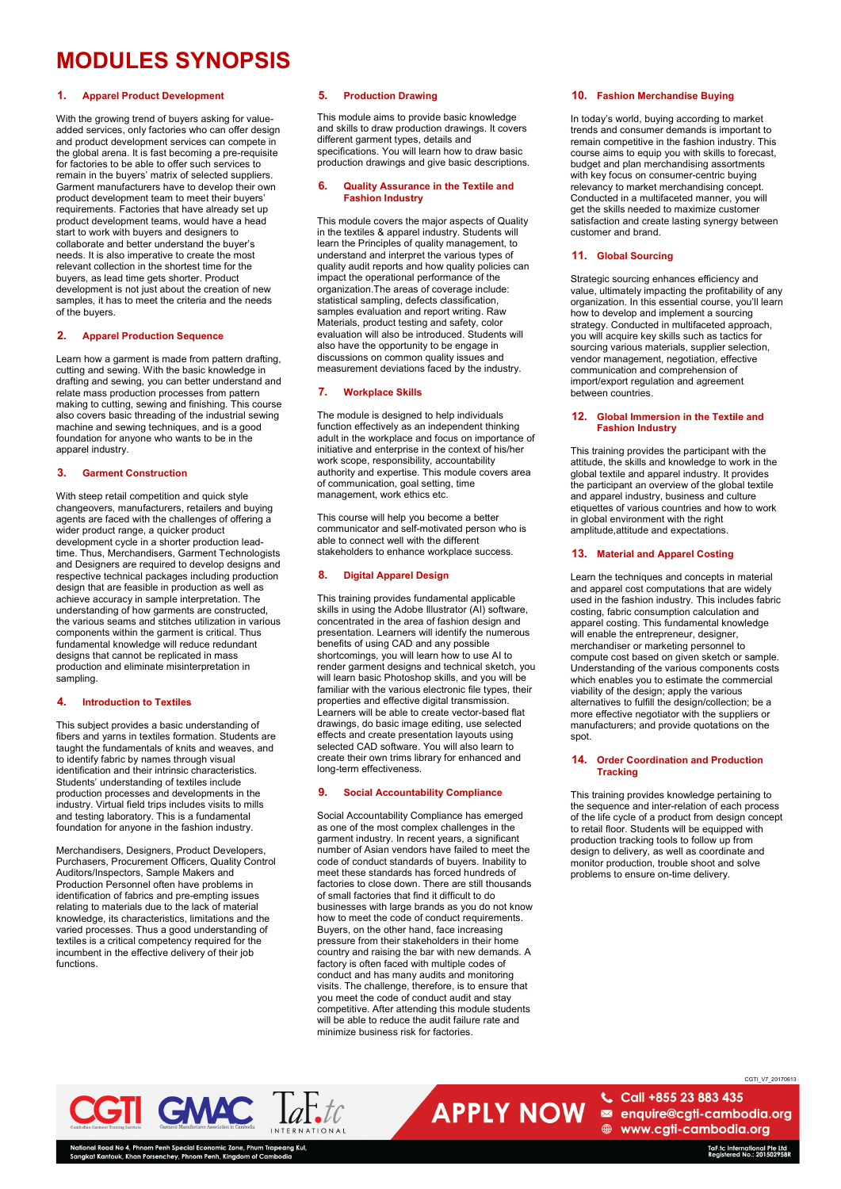# MODULES SYNOPSIS

## 1. Apparel Product Development

With the growing trend of buyers asking for value-added services, only factories who can offer design and product development services can compete in the global arena. It is fast becoming a pre-requisite for factories to be able to offer such services to remain in the buyers' matrix of selected suppliers. Garment manufacturers have to develop their own product development team to meet their buyers' requirements. Factories that have already set up product development teams, would have a head start to work with buyers and designers to collaborate and better understand the buyer's needs. It is also imperative to create the most relevant collection in the shortest time for the buyers, as lead time gets shorter. Product development is not just about the creation of new samples, it has to meet the criteria and the needs of the buyers.

## 2. Apparel Production Sequence

Learn how a garment is made from pattern drafting, cutting and sewing. With the basic knowledge in drafting and sewing, you can better understand and relate mass production processes from pattern making to cutting, sewing and finishing. This course also covers basic threading of the industrial sewing machine and sewing techniques, and is a good foundation for anyone who wants to be in the apparel industry.

## 3. Garment Construction

With steep retail competition and quick style changeovers, manufacturers, retailers and buying agents are faced with the challenges of offering a wider product range, a quicker product development cycle in a shorter production lead-time. Thus, Merchandisers, Garment Technologists and Designers are required to develop designs and respective technical packages including production design that are feasible in production as well as achieve accuracy in sample interpretation. The understanding of how garments are constructed, the various seams and stitches utilization in various components within the garment is critical. Thus fundamental knowledge will reduce redundant designs that cannot be replicated in mass production and eliminate misinterpretation in sampling.

## 4. Introduction to Textiles

This subject provides a basic understanding of fibers and yarns in textiles formation. Students are taught the fundamentals of knits and weaves, and to identify fabric by names through visual identification and their intrinsic characteristics. Students' understanding of textiles include production processes and developments in the industry. Virtual field trips includes visits to mills and testing laboratory. This is a fundamental foundation for anyone in the fashion industry.

Merchandisers, Designers, Product Developers, Purchasers, Procurement Officers, Quality Control Auditors/Inspectors, Sample Makers and Production Personnel often have problems in identification of fabrics and pre-empting issues relating to materials due to the lack of material knowledge, its characteristics, limitations and the varied processes. Thus a good understanding of textiles is a critical competency required for the incumbent in the effective delivery of their job functions.

## 5. Production Drawing

This module aims to provide basic knowledge and skills to draw production drawings. It covers different garment types, details and specifications. You will learn how to draw basic production drawings and give basic descriptions.

## 6. Quality Assurance in the Textile and Fashion Industry

This module covers the major aspects of Quality in the textiles & apparel industry. Students will learn the Principles of quality management, to understand and interpret the various types of quality audit reports and how quality policies can impact the operational performance of the organization.The areas of coverage include: statistical sampling, defects classification, samples evaluation and report writing. Raw Materials, product testing and safety, color evaluation will also be introduced. Students will also have the opportunity to be engage in discussions on common quality issues and measurement deviations faced by the industry.

## 7. Workplace Skills

The module is designed to help individuals function effectively as an independent thinking adult in the workplace and focus on importance of initiative and enterprise in the context of his/her work scope, responsibility, accountability authority and expertise. This module covers area of communication, goal setting, time management, work ethics etc.

This course will help you become a better communicator and self-motivated person who is able to connect well with the different stakeholders to enhance workplace success.

## 8. Digital Apparel Design

This training provides fundamental applicable skills in using the Adobe Illustrator (AI) software, concentrated in the area of fashion design and presentation. Learners will identify the numerous benefits of using CAD and any possible shortcomings, you will learn how to use AI to render garment designs and technical sketch, you will learn basic Photoshop skills, and you will be familiar with the various electronic file types, their properties and effective digital transmission. Learners will be able to create vector-based flat drawings, do basic image editing, use selected effects and create presentation layouts using selected CAD software. You will also learn to create their own trims library for enhanced and long-term effectiveness.

## 9. Social Accountability Compliance

Social Accountability Compliance has emerged as one of the most complex challenges in the garment industry. In recent years, a significant number of Asian vendors have failed to meet the code of conduct standards of buyers. Inability to meet these standards has forced hundreds of factories to close down. There are still thousands of small factories that find it difficult to do businesses with large brands as you do not know how to meet the code of conduct requirements. Buyers, on the other hand, face increasing pressure from their stakeholders in their home country and raising the bar with new demands. A factory is often faced with multiple codes of conduct and has many audits and monitoring visits. The challenge, therefore, is to ensure that you meet the code of conduct audit and stay competitive. After attending this module students will be able to reduce the audit failure rate and minimize business risk for factories.

## 10. Fashion Merchandise Buying

In today's world, buying according to market trends and consumer demands is important to remain competitive in the fashion industry. This course aims to equip you with skills to forecast, budget and plan merchandising assortments with key focus on consumer-centric buying relevancy to market merchandising concept. Conducted in a multifaceted manner, you will get the skills needed to maximize customer satisfaction and create lasting synergy between customer and brand.

## 11. Global Sourcing

Strategic sourcing enhances efficiency and value, ultimately impacting the profitability of any organization. In this essential course, you'll learn how to develop and implement a sourcing strategy. Conducted in multifaceted approach, you will acquire key skills such as tactics for sourcing various materials, supplier selection, vendor management, negotiation, effective communication and comprehension of import/export regulation and agreement between countries.

## 12. Global Immersion in the Textile and Fashion Industry

This training provides the participant with the attitude, the skills and knowledge to work in the global textile and apparel industry. It provides the participant an overview of the global textile and apparel industry, business and culture etiquettes of various countries and how to work in global environment with the right amplitude,attitude and expectations.

## 13. Material and Apparel Costing

Learn the techniques and concepts in material and apparel cost computations that are widely used in the fashion industry. This includes fabric costing, fabric consumption calculation and apparel costing. This fundamental knowledge will enable the entrepreneur, designer, merchandiser or marketing personnel to compute cost based on given sketch or sample. Understanding of the various components costs which enables you to estimate the commercial viability of the design; apply the various alternatives to fulfill the design/collection; be a more effective negotiator with the suppliers or manufacturers; and provide quotations on the spot.

## 14. Order Coordination and Production Tracking

This training provides knowledge pertaining to the sequence and inter-relation of each process of the life cycle of a product from design concept to retail floor. Students will be equipped with production tracking tools to follow up from design to delivery, as well as coordinate and monitor production, trouble shoot and solve problems to ensure on-time delivery.

CGTI_V7_20170613

CGTI Cambodian Garment Training Institute | GMAC Garment Manufacturer Association in Cambodia | TaF.tc INTERNATIONAL

**APPLY NOW**

Call +855 23 883 435
enquire@cgti-cambodia.org
www.cgti-cambodia.org

National Road No 4, Phnom Penh Special Economic Zone, Phum Trapeang Kul, Sangkat Kantouk, Khan Porsenchey, Phnom Penh, Kingdom of Cambodia

TaF.tc International Pte Ltd
Registered No.: 201502958R